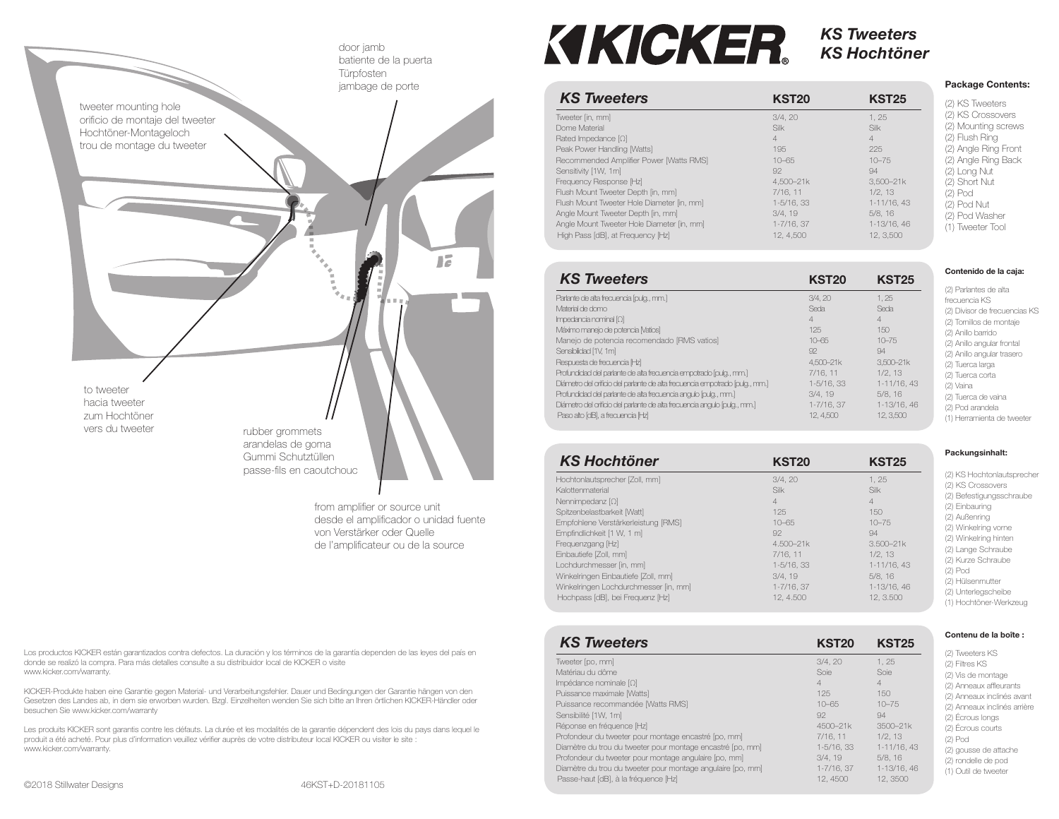# KICKER

## KS Tweeters
## KS Hochtöner

door jamb
batiente de la puerta
Türpfosten
jambage de porte

tweeter mounting hole
orificio de montaje del tweeter
Hochtöner-Montageloch
trou de montage du tweeter

to tweeter
hacia tweeter
zum Hochtöner
vers du tweeter

rubber grommets
arandelas de goma
Gummi Schutztüllen
passe-fils en caoutchouc

from amplifier or source unit
desde el amplificador o unidad fuente
von Verstärker oder Quelle
de l'amplificateur ou de la source

| KS Tweeters | KST20 | KST25 |
|---|---|---|
| Tweeter [in, mm] | 3/4, 20 | 1, 25 |
| Dome Material | Silk | Silk |
| Rated Impedance [Ω] | 4 | 4 |
| Peak Power Handling [Watts] | 195 | 225 |
| Recommended Amplifier Power [Watts RMS] | 10–65 | 10–75 |
| Sensitivity [1W, 1m] | 92 | 94 |
| Frequency Response [Hz] | 4,500–21k | 3,500–21k |
| Flush Mount Tweeter Depth [in, mm] | 7/16, 11 | 1/2, 13 |
| Flush Mount Tweeter Hole Diameter [in, mm] | 1-5/16, 33 | 1-11/16, 43 |
| Angle Mount Tweeter Depth [in, mm] | 3/4, 19 | 5/8, 16 |
| Angle Mount Tweeter Hole Diameter [in, mm] | 1-7/16, 37 | 1-13/16, 46 |
| High Pass [dB], at Frequency [Hz] | 12, 4,500 | 12, 3,500 |

**Package Contents:**

(2) KS Tweeters
(2) KS Crossovers
(2) Mounting screws
(2) Flush Ring
(2) Angle Ring Front
(2) Angle Ring Back
(2) Long Nut
(2) Short Nut
(2) Pod
(2) Pod Nut
(2) Pod Washer
(1) Tweeter Tool

| KS Tweeters | KST20 | KST25 |
|---|---|---|
| Parlante de alta frecuencia [pulg., mm.] | 3/4, 20 | 1, 25 |
| Material de domo | Seda | Seda |
| Impedancia nominal [Ω] | 4 | 4 |
| Máximo manejo de potencia [Vatios] | 125 | 150 |
| Manejo de potencia recomendado [RMS vatios] | 10–65 | 10–75 |
| Sensibilidad [1V, 1m] | 92 | 94 |
| Respuesta de frecuencia [Hz] | 4,500–21k | 3,500–21k |
| Profundidad del parlante de alta frecuencia empotrado [pulg., mm.] | 7/16, 11 | 1/2, 13 |
| Diámetro del orificio del parlante de alta frecuencia empotrado [pulg., mm.] | 1-5/16, 33 | 1-11/16, 43 |
| Profundidad del parlante de alta frecuencia angulo [pulg., mm.] | 3/4, 19 | 5/8, 16 |
| Diámetro del orificio del parlante de alta frecuencia angulo [pulg., mm.] | 1-7/16, 37 | 1-13/16, 46 |
| Paso alto [dB], a frecuencia [Hz] | 12, 4,500 | 12, 3,500 |

**Contenido de la caja:**

(2) Parlantes de alta frecuencia KS
(2) Divisor de frecuencias KS
(2) Tornillos de montaje
(2) Anillo barrido
(2) Anillo angular frontal
(2) Anillo angular trasero
(2) Tuerca larga
(2) Tuerca corta
(2) Vaina
(2) Tuerca de vaina
(2) Pod arandela
(1) Herramienta de tweeter

| KS Hochtöner | KST20 | KST25 |
|---|---|---|
| Hochtonlautsprecher [Zoll, mm] | 3/4, 20 | 1, 25 |
| Kalottenmaterial | Silk | Silk |
| Nennimpedanz [Ω] | 4 | 4 |
| Spitzenbelastbarkeit [Watt] | 125 | 150 |
| Empfohlene Verstärkerleistung [RMS] | 10–65 | 10–75 |
| Empfindlichkeit [1 W, 1 m] | 92 | 94 |
| Frequenzgang [Hz] | 4.500–21k | 3.500–21k |
| Einbautiefe [Zoll, mm] | 7/16, 11 | 1/2, 13 |
| Lochdurchmesser [in, mm] | 1-5/16, 33 | 1-11/16, 43 |
| Winkelringen Einbautiefe [Zoll, mm] | 3/4, 19 | 5/8, 16 |
| Winkelringen Lochdurchmesser [in, mm] | 1-7/16, 37 | 1-13/16, 46 |
| Hochpass [dB], bei Frequenz [Hz] | 12, 4.500 | 12, 3.500 |

**Packungsinhalt:**

(2) KS Hochtonlautsprecher
(2) KS Crossovers
(2) Befestigungsschraube
(2) Einbauring
(2) Außenring
(2) Winkelring vorne
(2) Winkelring hinten
(2) Lange Schraube
(2) Kurze Schraube
(2) Pod
(2) Hülsenmutter
(2) Unterlegscheibe
(1) Hochtöner-Werkzeug

| KS Tweeters | KST20 | KST25 |
|---|---|---|
| Tweeter [po, mm] | 3/4, 20 | 1, 25 |
| Matériau du dôme | Soie | Soie |
| Impédance nominale [Ω] | 4 | 4 |
| Puissance maximale [Watts] | 125 | 150 |
| Puissance recommandée [Watts RMS] | 10–65 | 10–75 |
| Sensibilité [1W, 1m] | 92 | 94 |
| Réponse en fréquence [Hz] | 4500–21k | 3500–21k |
| Profondeur du tweeter pour montage encastré [po, mm] | 7/16, 11 | 1/2, 13 |
| Diamètre du trou du tweeter pour montage encastré [po, mm] | 1-5/16, 33 | 1-11/16, 43 |
| Profondeur du tweeter pour montage angulaire [po, mm] | 3/4, 19 | 5/8, 16 |
| Diamètre du trou du tweeter pour montage angulaire [po, mm] | 1-7/16, 37 | 1-13/16, 46 |
| Passe-haut [dB], à la fréquence [Hz] | 12, 4500 | 12, 3500 |

**Contenu de la boîte :**

(2) Tweeters KS
(2) Filtres KS
(2) Vis de montage
(2) Anneaux affleurants
(2) Anneaux inclinés avant
(2) Anneaux inclinés arrière
(2) Écrous longs
(2) Écrous courts
(2) Pod
(2) gousse de attache
(2) rondelle de pod
(1) Outil de tweeter

Los productos KICKER están garantizados contra defectos. La duración y los términos de la garantía dependen de las leyes del país en donde se realizó la compra. Para más detalles consulte a su distribuidor local de KICKER o visite www.kicker.com/warranty.

KICKER-Produkte haben eine Garantie gegen Material- und Verarbeitungsfehler. Dauer und Bedingungen der Garantie hängen von den Gesetzen des Landes ab, in dem sie erworben wurden. Bzgl. Einzelheiten wenden Sie sich bitte an Ihren örtlichen KICKER-Händler oder besuchen Sie www.kicker.com/warranty

Les produits KICKER sont garantis contre les défauts. La durée et les modalités de la garantie dépendent des lois du pays dans lequel le produit a été acheté. Pour plus d'information veuillez vérifier auprès de votre distributeur local KICKER ou visiter le site : www.kicker.com/warranty.

©2018 Stillwater Designs

46KST+D-20181105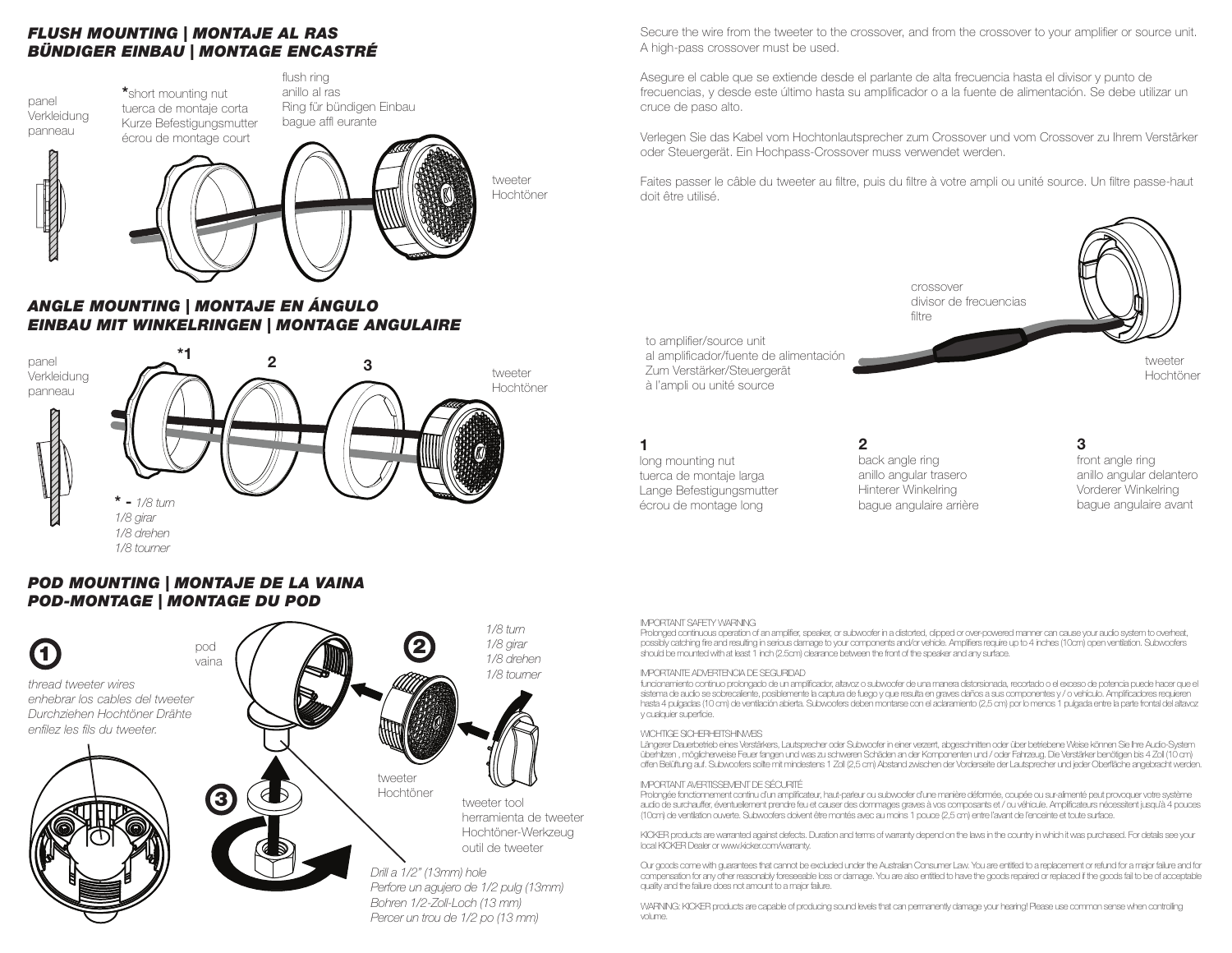## FLUSH MOUNTING | MONTAJE AL RAS
## BÜNDIGER EINBAU | MONTAGE ENCASTRÉ

panel
Verkleidung
panneau

*short mounting nut
tuerca de montaje corta
Kurze Befestigungsmutter
écrou de montage court

flush ring
anillo al ras
Ring für bündigen Einbau
bague affl eurante

tweeter
Hochtöner

## ANGLE MOUNTING | MONTAJE EN ÁNGULO
## EINBAU MIT WINKELRINGEN | MONTAGE ANGULAIRE

panel
Verkleidung
panneau

*1

2

3

tweeter
Hochtöner

\* - *1/8 turn*
*1/8 girar*
*1/8 drehen*
*1/8 tourner*

## POD MOUNTING | MONTAJE DE LA VAINA
## POD-MONTAGE | MONTAGE DU POD

1

*thread tweeter wires*
*enhebrar los cables del tweeter*
*Durchziehen Hochtöner Drähte*
*enfilez les fils du tweeter.*

pod
vaina

2

*1/8 turn*
*1/8 girar*
*1/8 drehen*
*1/8 tourner*

tweeter
Hochtöner

tweeter tool
herramienta de tweeter
Hochtöner-Werkzeug
outil de tweeter

3

*Drill a 1/2" (13mm) hole*
*Perfore un agujero de 1/2 pulg (13mm)*
*Bohren 1/2-Zoll-Loch (13 mm)*
*Percer un trou de 1/2 po (13 mm)*

Secure the wire from the tweeter to the crossover, and from the crossover to your amplifier or source unit. A high-pass crossover must be used.

Asegure el cable que se extiende desde el parlante de alta frecuencia hasta el divisor y punto de frecuencias, y desde este último hasta su amplificador o a la fuente de alimentación. Se debe utilizar un cruce de paso alto.

Verlegen Sie das Kabel vom Hochtonlautsprecher zum Crossover und vom Crossover zu Ihrem Verstärker oder Steuergerät. Ein Hochpass-Crossover muss verwendet werden.

Faites passer le câble du tweeter au filtre, puis du filtre à votre ampli ou unité source. Un filtre passe-haut doit être utilisé.

crossover
divisor de frecuencias
filtre

to amplifier/source unit
al amplificador/fuente de alimentación
Zum Verstärker/Steuergerät
à l'ampli ou unité source

tweeter
Hochtöner

**1**
long mounting nut
tuerca de montaje larga
Lange Befestigungsmutter
écrou de montage long

**2**
back angle ring
anillo angular trasero
Hinterer Winkelring
bague angulaire arrière

**3**
front angle ring
anillo angular delantero
Vorderer Winkelring
bague angulaire avant

IMPORTANT SAFETY WARNING
Prolonged continuous operation of an amplifier, speaker, or subwoofer in a distorted, clipped or over-powered manner can cause your audio system to overheat, possibly catching fire and resulting in serious damage to your components and/or vehicle. Amplifiers require up to 4 inches (10cm) open ventilation. Subwoofers should be mounted with at least 1 inch (2.5cm) clearance between the front of the speaker and any surface.

IMPORTANTE ADVERTENCIA DE SEGURIDAD
funcionamiento continuo prolongado de un amplificador, altavoz o subwoofer de una manera distorsionada, recortado o el exceso de potencia puede hacer que el sistema de audio se sobrecaliente, posiblemente la captura de fuego y que resulta en graves daños a sus componentes y / o vehículo. Amplificadores requieren hasta 4 pulgadas (10 cm) de ventilación abierta. Subwoofers deben montarse con el aclaramiento (2,5 cm) por lo menos 1 pulgada entre la parte frontal del altavoz y cualquier superficie.

WICHTIGE SICHERHEITSHINWEIS
Längerer Dauerbetrieb eines Verstärkers, Lautsprecher oder Subwoofer in einer verzerrt, abgeschnitten oder über betriebene Weise können Sie Ihre Audio-System überhitzen , möglicherweise Feuer fangen und was zu schweren Schäden an der Komponenten und / oder Fahrzeug. Die Verstärker benötigen bis 4 Zoll (10 cm) offen Belüftung auf. Subwoofers sollte mit mindestens 1 Zoll (2,5 cm) Abstand zwischen der Vorderseite der Lautsprecher und jeder Oberfläche angebracht werden.

IMPORTANT AVERTISSEMENT DE SÉCURITÉ
Prolongée fonctionnement continu d'un amplificateur, haut-parleur ou subwoofer d'une manière déformée, coupée ou sur-alimenté peut provoquer votre système audio de surchauffer, éventuellement prendre feu et causer des dommages graves à vos composants et / ou véhicule. Amplificateurs nécessitent jusqu'à 4 pouces (10cm) de ventilation ouverte. Subwoofers doivent être montés avec au moins 1 pouce (2,5 cm) entre l'avant de l'enceinte et toute surface.

KICKER products are warranted against defects. Duration and terms of warranty depend on the laws in the country in which it was purchased. For details see your local KICKER Dealer or www.kicker.com/warranty.

Our goods come with guarantees that cannot be excluded under the Australian Consumer Law. You are entitled to a replacement or refund for a major failure and for compensation for any other reasonably foreseeable loss or damage. You are also entitled to have the goods repaired or replaced if the goods fail to be of acceptable quality and the failure does not amount to a major failure.

WARNING: KICKER products are capable of producing sound levels that can permanently damage your hearing! Please use common sense when controlling volume.